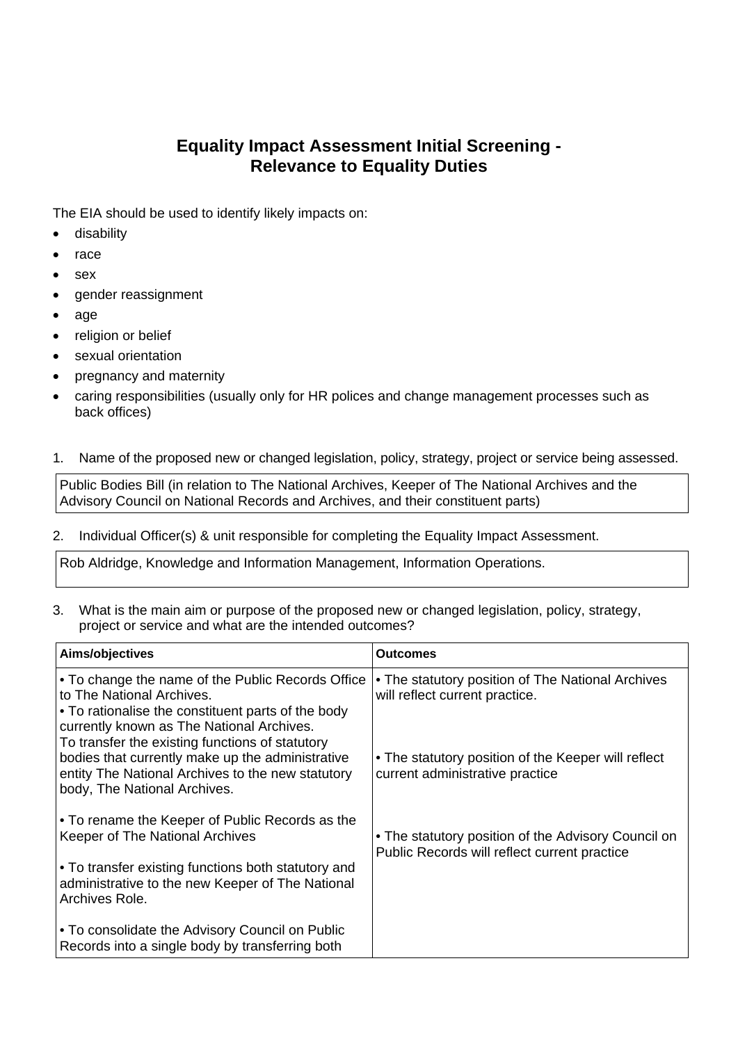# Equality Impact Assessment Initial Screening - Relevance to Equality Duties

The EIA should be used to identify likely impacts on:

- disability
- race
- sex
- gender reassignment
- age
- religion or belief
- sexual orientation
- pregnancy and maternity
- caring responsibilities (usually only for HR polices and change management processes such as back offices)

1. Name of the proposed new or changed legislation, policy, strategy, project or service being assessed.

| Public Bodies Bill (in relation to The National Archives, Keeper of The National Archives and the Advisory Council on National Records and Archives, and their constituent parts) |
|---|

2. Individual Officer(s) & unit responsible for completing the Equality Impact Assessment.

| Rob Aldridge, Knowledge and Information Management, Information Operations. |
|---|

3. What is the main aim or purpose of the proposed new or changed legislation, policy, strategy, project or service and what are the intended outcomes?

| Aims/objectives | Outcomes |
|---|---|
| • To change the name of the Public Records Office to The National Archives.<br>• To rationalise the constituent parts of the body currently known as The National Archives.<br>To transfer the existing functions of statutory bodies that currently make up the administrative entity The National Archives to the new statutory body, The National Archives.<br><br>• To rename the Keeper of Public Records as the Keeper of The National Archives<br><br>• To transfer existing functions both statutory and administrative to the new Keeper of The National Archives Role.<br><br>• To consolidate the Advisory Council on Public Records into a single body by transferring both | • The statutory position of The National Archives will reflect current practice.<br><br>• The statutory position of the Keeper will reflect current administrative practice<br><br>• The statutory position of the Advisory Council on Public Records will reflect current practice |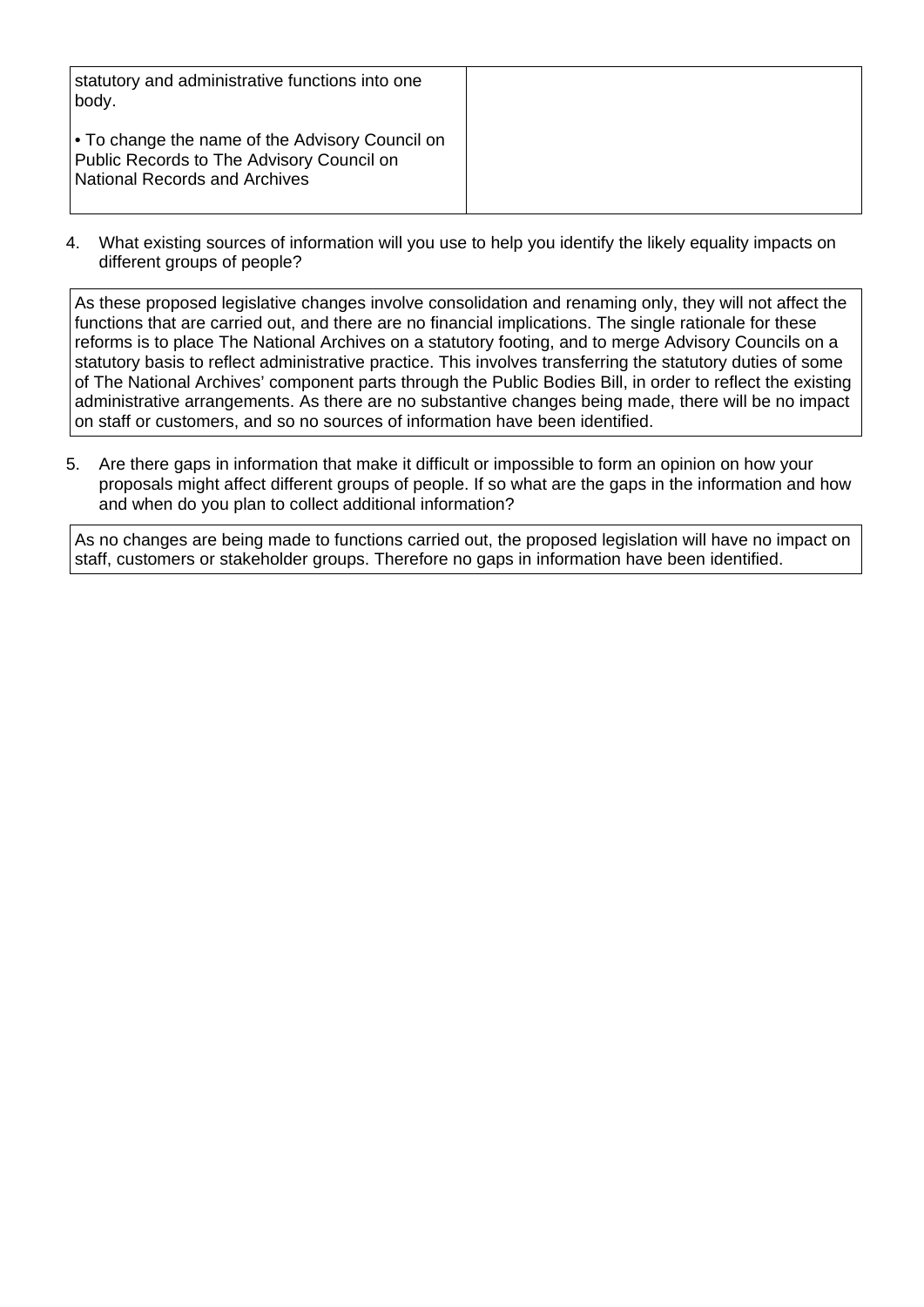| | |
|---|---|
| statutory and administrative functions into one body.<br><br>• To change the name of the Advisory Council on Public Records to The Advisory Council on National Records and Archives | |

4. What existing sources of information will you use to help you identify the likely equality impacts on different groups of people?

| |
|---|
| As these proposed legislative changes involve consolidation and renaming only, they will not affect the functions that are carried out, and there are no financial implications. The single rationale for these reforms is to place The National Archives on a statutory footing, and to merge Advisory Councils on a statutory basis to reflect administrative practice. This involves transferring the statutory duties of some of The National Archives' component parts through the Public Bodies Bill, in order to reflect the existing administrative arrangements. As there are no substantive changes being made, there will be no impact on staff or customers, and so no sources of information have been identified. |

5. Are there gaps in information that make it difficult or impossible to form an opinion on how your proposals might affect different groups of people. If so what are the gaps in the information and how and when do you plan to collect additional information?

| |
|---|
| As no changes are being made to functions carried out, the proposed legislation will have no impact on staff, customers or stakeholder groups. Therefore no gaps in information have been identified. |